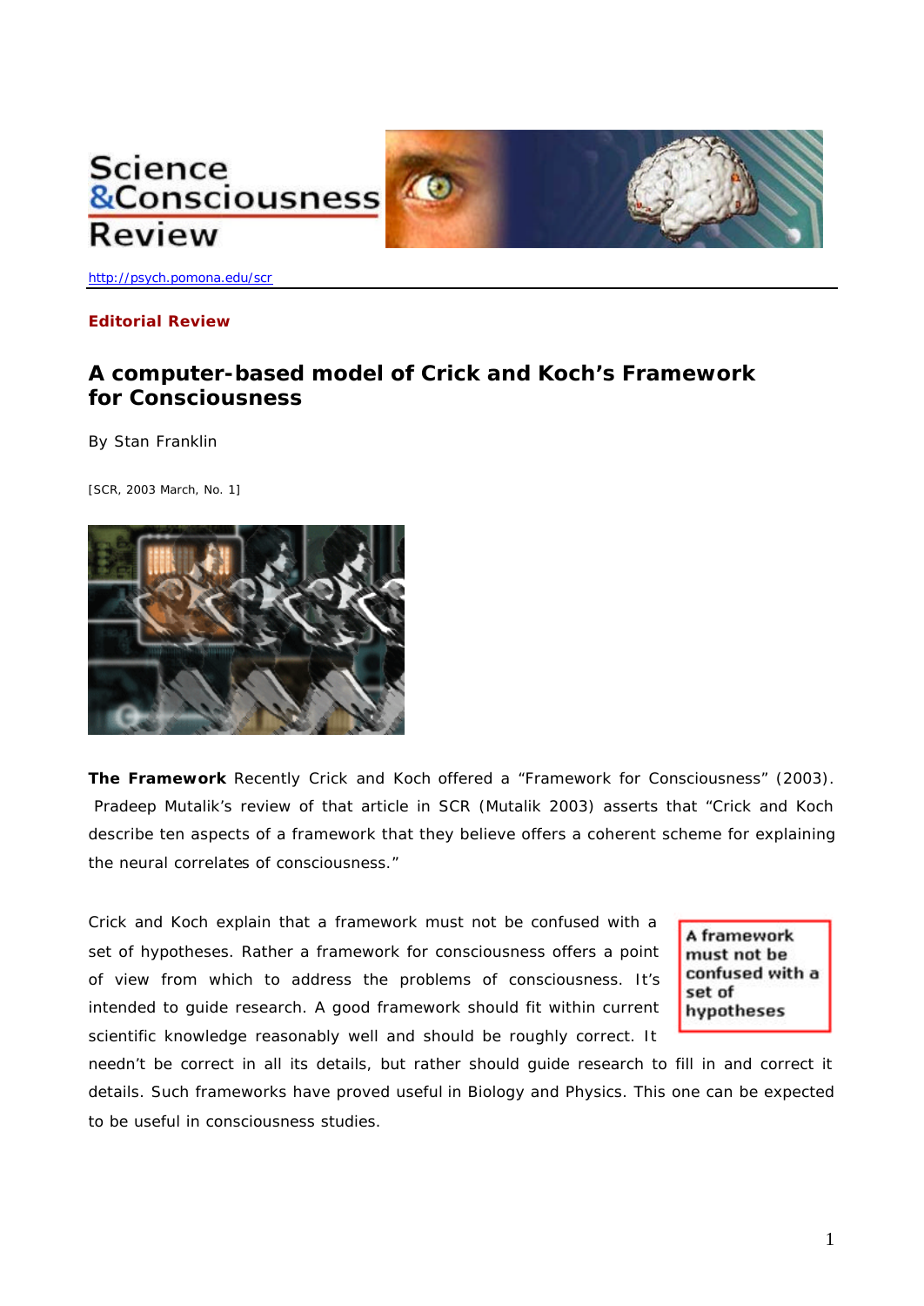Science & Consciousness Review

http://psych.pomona.edu/scr

**Editorial Review**

# A computer-based model of Crick and Koch's Framework for Consciousness

By Stan Franklin

[SCR, 2003 March, No. 1]

**The Framework** Recently Crick and Koch offered a "Framework for Consciousness" (2003). Pradeep Mutalik's review of that article in SCR (Mutalik 2003) asserts that "Crick and Koch describe ten aspects of a framework that they believe offers a coherent scheme for explaining the neural correlates of consciousness."

Crick and Koch explain that a framework must not be confused with a set of hypotheses. Rather a framework for consciousness offers a point of view from which to address the problems of consciousness. It's intended to guide research. A good framework should fit within current scientific knowledge reasonably well and should be roughly correct. It needn't be correct in all its details, but rather should guide research to fill in and correct it details. Such frameworks have proved useful in Biology and Physics. This one can be expected to be useful in consciousness studies.

**A framework must not be confused with a set of hypotheses**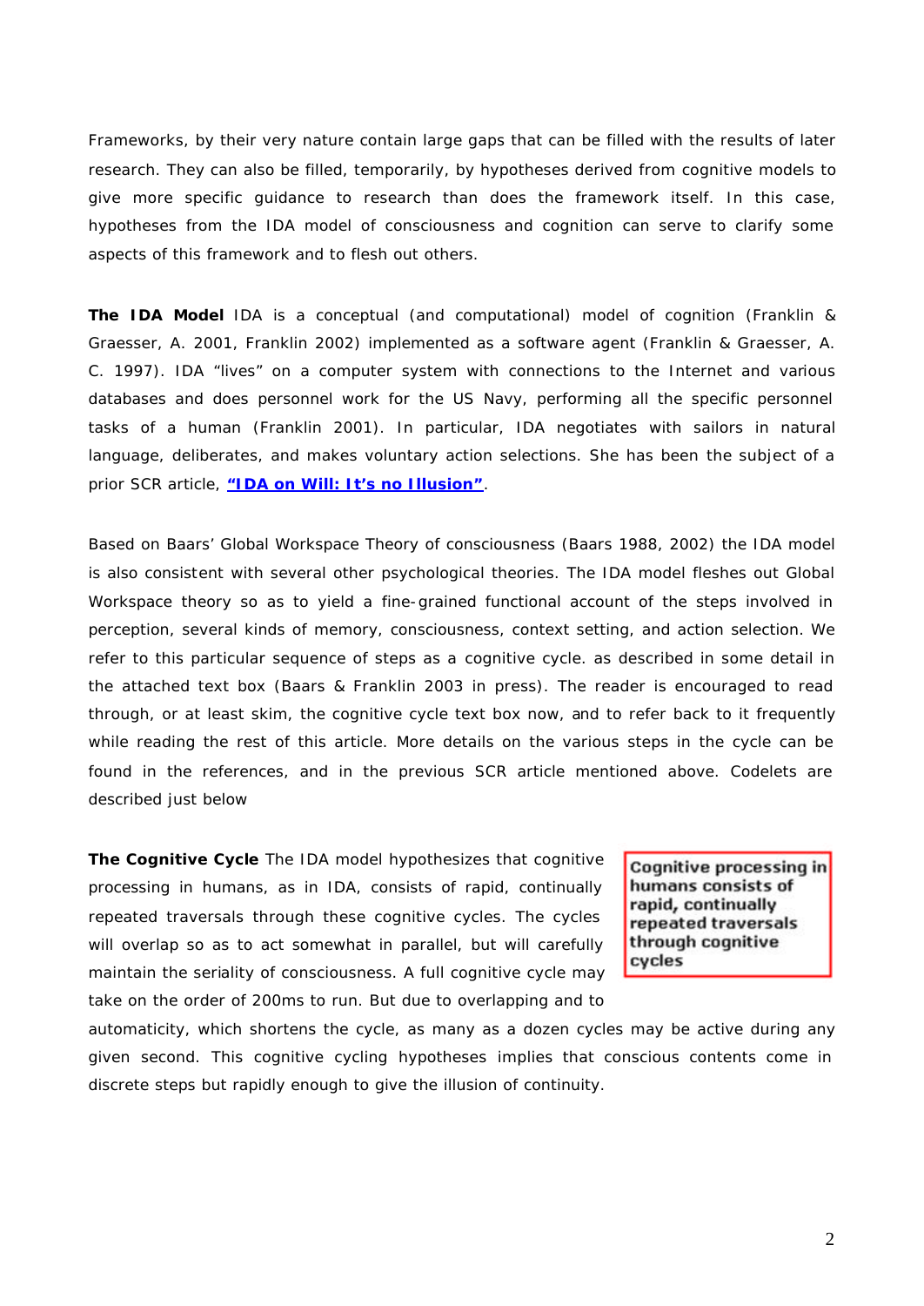Frameworks, by their very nature contain large gaps that can be filled with the results of later research. They can also be filled, temporarily, by hypotheses derived from cognitive models to give more specific guidance to research than does the framework itself. In this case, hypotheses from the IDA model of consciousness and cognition can serve to clarify some aspects of this framework and to flesh out others.

**The IDA Model** IDA is a conceptual (and computational) model of cognition (Franklin & Graesser, A. 2001, Franklin 2002) implemented as a software agent (Franklin & Graesser, A. C. 1997). IDA "lives" on a computer system with connections to the Internet and various databases and does personnel work for the US Navy, performing all the specific personnel tasks of a human (Franklin 2001). In particular, IDA negotiates with sailors in natural language, deliberates, and makes voluntary action selections. She has been the subject of a prior SCR article, **"IDA on Will: It's no Illusion"**.

Based on Baars' Global Workspace Theory of consciousness (Baars 1988, 2002) the IDA model is also consistent with several other psychological theories. The IDA model fleshes out Global Workspace theory so as to yield a fine-grained functional account of the steps involved in perception, several kinds of memory, consciousness, context setting, and action selection. We refer to this particular sequence of steps as a cognitive cycle. as described in some detail in the attached text box (Baars & Franklin 2003 in press). The reader is encouraged to read through, or at least skim, the cognitive cycle text box now, and to refer back to it frequently while reading the rest of this article. More details on the various steps in the cycle can be found in the references, and in the previous SCR article mentioned above. Codelets are described just below

**The Cognitive Cycle** The IDA model hypothesizes that cognitive processing in humans, as in IDA, consists of rapid, continually repeated traversals through these cognitive cycles. The cycles will overlap so as to act somewhat in parallel, but will carefully maintain the seriality of consciousness. A full cognitive cycle may take on the order of 200ms to run. But due to overlapping and to automaticity, which shortens the cycle, as many as a dozen cycles may be active during any given second. This cognitive cycling hypotheses implies that conscious contents come in discrete steps but rapidly enough to give the illusion of continuity.

> **Cognitive processing in humans consists of rapid, continually repeated traversals through cognitive cycles**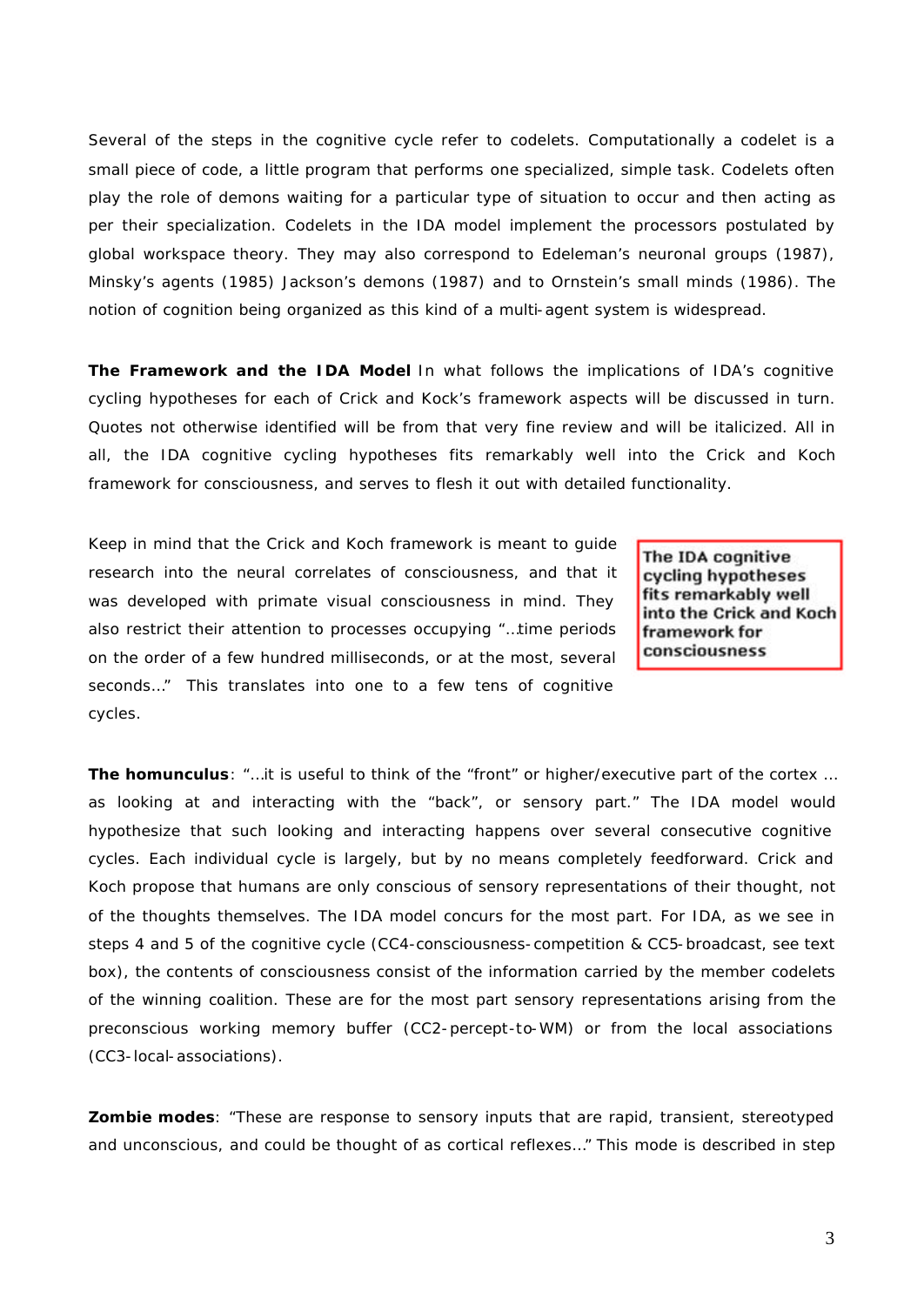Several of the steps in the cognitive cycle refer to codelets. Computationally a codelet is a small piece of code, a little program that performs one specialized, simple task. Codelets often play the role of demons waiting for a particular type of situation to occur and then acting as per their specialization. Codelets in the IDA model implement the processors postulated by global workspace theory. They may also correspond to Edeleman's neuronal groups (1987), Minsky's agents (1985) Jackson's demons (1987) and to Ornstein's small minds (1986). The notion of cognition being organized as this kind of a multi-agent system is widespread.

**The Framework and the IDA Model** In what follows the implications of IDA's cognitive cycling hypotheses for each of Crick and Kock's framework aspects will be discussed in turn. Quotes not otherwise identified will be from that very fine review and will be italicized. All in all, the IDA cognitive cycling hypotheses fits remarkably well into the Crick and Koch framework for consciousness, and serves to flesh it out with detailed functionality.

Keep in mind that the Crick and Koch framework is meant to guide research into the neural correlates of consciousness, and that it was developed with primate visual consciousness in mind. They also restrict their attention to processes occupying "…time periods on the order of a few hundred milliseconds, or at the most, several seconds…" This translates into one to a few tens of cognitive cycles.

**The IDA cognitive cycling hypotheses fits remarkably well into the Crick and Koch framework for consciousness**

**The homunculus**: "…it is useful to think of the "front" or higher/executive part of the cortex … as looking at and interacting with the "back", or sensory part." The IDA model would hypothesize that such looking and interacting happens over several consecutive cognitive cycles. Each individual cycle is largely, but by no means completely feedforward. Crick and Koch propose that humans are only conscious of sensory representations of their thought, not of the thoughts themselves. The IDA model concurs for the most part. For IDA, as we see in steps 4 and 5 of the cognitive cycle (CC4-consciousness-competition & CC5-broadcast, see text box), the contents of consciousness consist of the information carried by the member codelets of the winning coalition. These are for the most part sensory representations arising from the preconscious working memory buffer (CC2-percept-to-WM) or from the local associations (CC3-local-associations).

**Zombie modes**: "These are response to sensory inputs that are rapid, transient, stereotyped and unconscious, and could be thought of as cortical reflexes…" This mode is described in step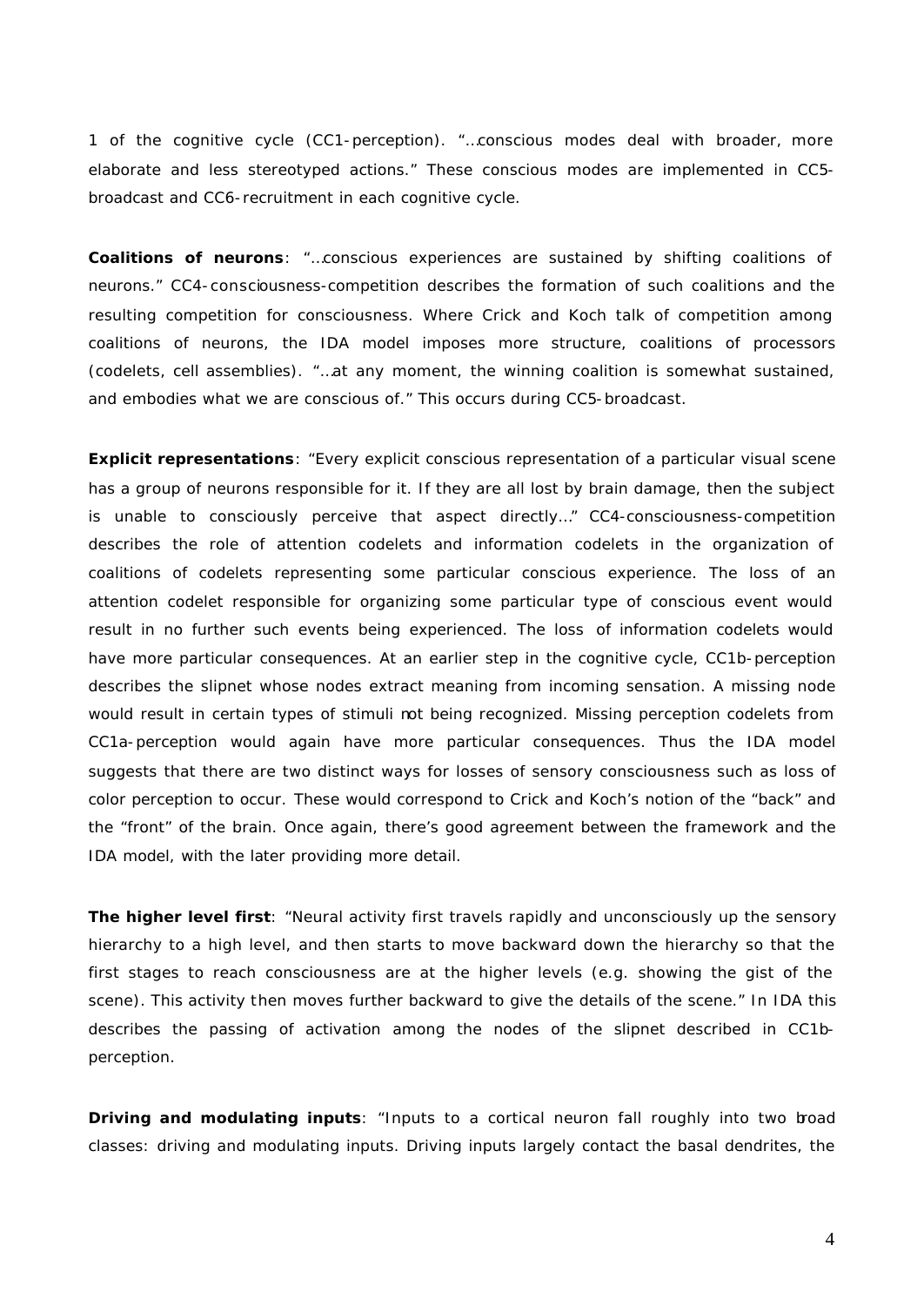1 of the cognitive cycle (CC1-perception). "…conscious modes deal with broader, more elaborate and less stereotyped actions." These conscious modes are implemented in CC5-broadcast and CC6-recruitment in each cognitive cycle.

**Coalitions of neurons**: "…conscious experiences are sustained by shifting coalitions of neurons." CC4-consciousness-competition describes the formation of such coalitions and the resulting competition for consciousness. Where Crick and Koch talk of competition among coalitions of neurons, the IDA model imposes more structure, coalitions of processors (codelets, cell assemblies). "…at any moment, the winning coalition is somewhat sustained, and embodies what we are conscious of." This occurs during CC5-broadcast.

**Explicit representations**: "Every explicit conscious representation of a particular visual scene has a group of neurons responsible for it. If they are all lost by brain damage, then the subject is unable to consciously perceive that aspect directly…" CC4-consciousness-competition describes the role of attention codelets and information codelets in the organization of coalitions of codelets representing some particular conscious experience. The loss of an attention codelet responsible for organizing some particular type of conscious event would result in no further such events being experienced. The loss of information codelets would have more particular consequences. At an earlier step in the cognitive cycle, CC1b-perception describes the slipnet whose nodes extract meaning from incoming sensation. A missing node would result in certain types of stimuli not being recognized. Missing perception codelets from CC1a-perception would again have more particular consequences. Thus the IDA model suggests that there are two distinct ways for losses of sensory consciousness such as loss of color perception to occur. These would correspond to Crick and Koch's notion of the "back" and the "front" of the brain. Once again, there's good agreement between the framework and the IDA model, with the later providing more detail.

**The higher level first**: "Neural activity first travels rapidly and unconsciously up the sensory hierarchy to a high level, and then starts to move backward down the hierarchy so that the first stages to reach consciousness are at the higher levels (e.g. showing the gist of the scene). This activity then moves further backward to give the details of the scene." In IDA this describes the passing of activation among the nodes of the slipnet described in CC1b-perception.

**Driving and modulating inputs**: "Inputs to a cortical neuron fall roughly into two broad classes: driving and modulating inputs. Driving inputs largely contact the basal dendrites, the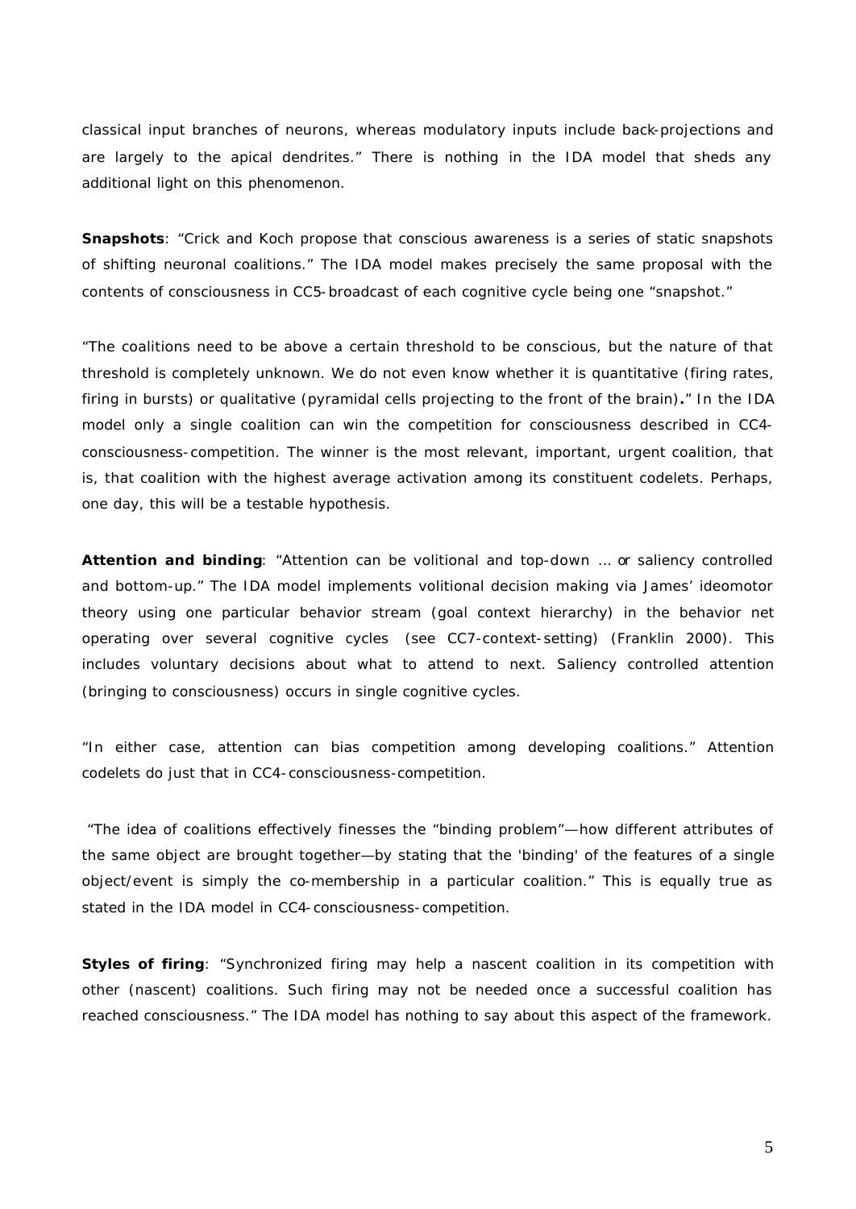classical input branches of neurons, whereas modulatory inputs include back-projections and are largely to the apical dendrites." There is nothing in the IDA model that sheds any additional light on this phenomenon.

**Snapshots**: "Crick and Koch propose that conscious awareness is a series of static snapshots of shifting neuronal coalitions." The IDA model makes precisely the same proposal with the contents of consciousness in CC5-broadcast of each cognitive cycle being one "snapshot."

"The coalitions need to be above a certain threshold to be conscious, but the nature of that threshold is completely unknown. We do not even know whether it is quantitative (firing rates, firing in bursts) or qualitative (pyramidal cells projecting to the front of the brain)**.**" In the IDA model only a single coalition can win the competition for consciousness described in CC4-consciousness-competition. The winner is the most relevant, important, urgent coalition, that is, that coalition with the highest average activation among its constituent codelets. Perhaps, one day, this will be a testable hypothesis.

**Attention and binding**: "Attention can be volitional and top-down … or saliency controlled and bottom-up." The IDA model implements volitional decision making via James' ideomotor theory using one particular behavior stream (goal context hierarchy) in the behavior net operating over several cognitive cycles (see CC7-context-setting) (Franklin 2000). This includes voluntary decisions about what to attend to next. Saliency controlled attention (bringing to consciousness) occurs in single cognitive cycles.

"In either case, attention can bias competition among developing coalitions." Attention codelets do just that in CC4-consciousness-competition.

"The idea of coalitions effectively finesses the "binding problem"—how different attributes of the same object are brought together—by stating that the 'binding' of the features of a single object/event is simply the co-membership in a particular coalition." This is equally true as stated in the IDA model in CC4-consciousness-competition.

**Styles of firing**: "Synchronized firing may help a nascent coalition in its competition with other (nascent) coalitions. Such firing may not be needed once a successful coalition has reached consciousness." The IDA model has nothing to say about this aspect of the framework.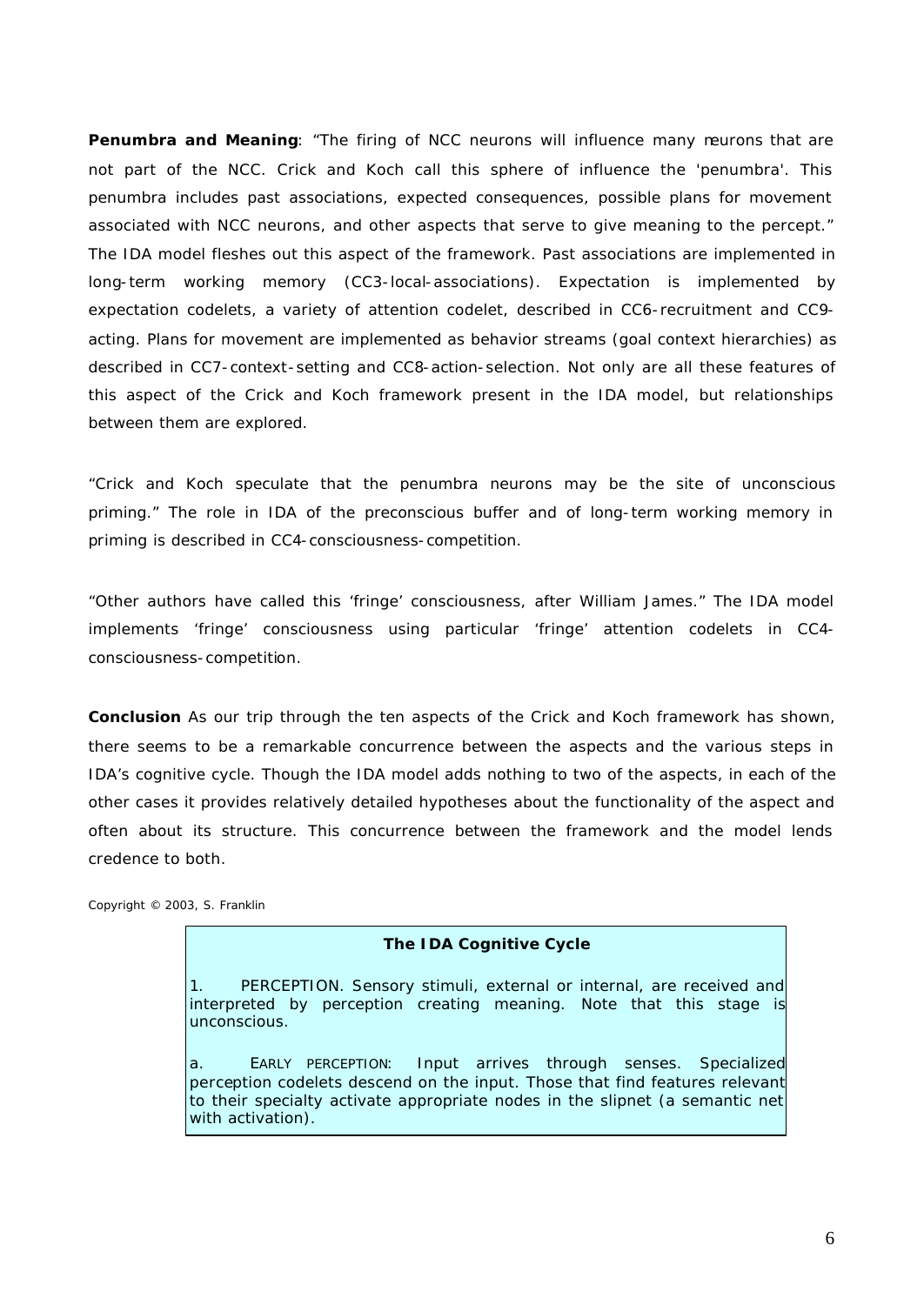**Penumbra and Meaning**: "The firing of NCC neurons will influence many neurons that are not part of the NCC. Crick and Koch call this sphere of influence the 'penumbra'. This penumbra includes past associations, expected consequences, possible plans for movement associated with NCC neurons, and other aspects that serve to give meaning to the percept." The IDA model fleshes out this aspect of the framework. Past associations are implemented in long-term working memory (CC3-local-associations). Expectation is implemented by expectation codelets, a variety of attention codelet, described in CC6-recruitment and CC9-acting. Plans for movement are implemented as behavior streams (goal context hierarchies) as described in CC7-context-setting and CC8-action-selection. Not only are all these features of this aspect of the Crick and Koch framework present in the IDA model, but relationships between them are explored.

"Crick and Koch speculate that the penumbra neurons may be the site of unconscious priming." The role in IDA of the preconscious buffer and of long-term working memory in priming is described in CC4-consciousness-competition.

"Other authors have called this 'fringe' consciousness, after William James." The IDA model implements 'fringe' consciousness using particular 'fringe' attention codelets in CC4-consciousness-competition.

**Conclusion** As our trip through the ten aspects of the Crick and Koch framework has shown, there seems to be a remarkable concurrence between the aspects and the various steps in IDA's cognitive cycle. Though the IDA model adds nothing to two of the aspects, in each of the other cases it provides relatively detailed hypotheses about the functionality of the aspect and often about its structure. This concurrence between the framework and the model lends credence to both.

Copyright © 2003, S. Franklin

**The IDA Cognitive Cycle**

1. PERCEPTION. Sensory stimuli, external or internal, are received and interpreted by perception creating meaning. Note that this stage is unconscious.

a. EARLY PERCEPTION: Input arrives through senses. Specialized perception codelets descend on the input. Those that find features relevant to their specialty activate appropriate nodes in the slipnet (a semantic net with activation).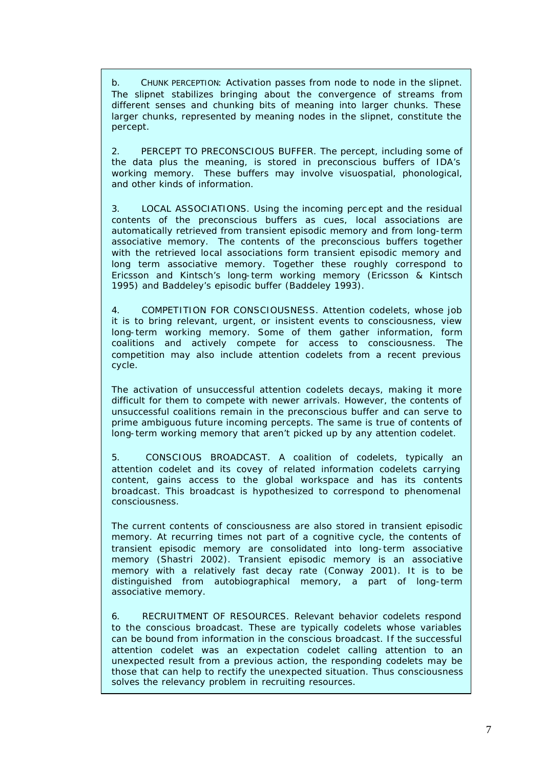b. CHUNK PERCEPTION: Activation passes from node to node in the slipnet. The slipnet stabilizes bringing about the convergence of streams from different senses and chunking bits of meaning into larger chunks. These larger chunks, represented by meaning nodes in the slipnet, constitute the percept.

2. PERCEPT TO PRECONSCIOUS BUFFER. The percept, including some of the data plus the meaning, is stored in preconscious buffers of IDA's working memory. These buffers may involve visuospatial, phonological, and other kinds of information.

3. LOCAL ASSOCIATIONS. Using the incoming percept and the residual contents of the preconscious buffers as cues, local associations are automatically retrieved from transient episodic memory and from long-term associative memory. The contents of the preconscious buffers together with the retrieved local associations form transient episodic memory and long term associative memory. Together these roughly correspond to Ericsson and Kintsch's long-term working memory (Ericsson & Kintsch 1995) and Baddeley's episodic buffer (Baddeley 1993).

4. COMPETITION FOR CONSCIOUSNESS. Attention codelets, whose job it is to bring relevant, urgent, or insistent events to consciousness, view long-term working memory. Some of them gather information, form coalitions and actively compete for access to consciousness. The competition may also include attention codelets from a recent previous cycle.

The activation of unsuccessful attention codelets decays, making it more difficult for them to compete with newer arrivals. However, the contents of unsuccessful coalitions remain in the preconscious buffer and can serve to prime ambiguous future incoming percepts. The same is true of contents of long-term working memory that aren't picked up by any attention codelet.

5. CONSCIOUS BROADCAST. A coalition of codelets, typically an attention codelet and its covey of related information codelets carrying content, gains access to the global workspace and has its contents broadcast. This broadcast is hypothesized to correspond to phenomenal consciousness.

The current contents of consciousness are also stored in transient episodic memory. At recurring times not part of a cognitive cycle, the contents of transient episodic memory are consolidated into long-term associative memory (Shastri 2002). Transient episodic memory is an associative memory with a relatively fast decay rate (Conway 2001). It is to be distinguished from autobiographical memory, a part of long-term associative memory.

6. RECRUITMENT OF RESOURCES. Relevant behavior codelets respond to the conscious broadcast. These are typically codelets whose variables can be bound from information in the conscious broadcast. If the successful attention codelet was an expectation codelet calling attention to an unexpected result from a previous action, the responding codelets may be those that can help to rectify the unexpected situation. Thus consciousness solves the relevancy problem in recruiting resources.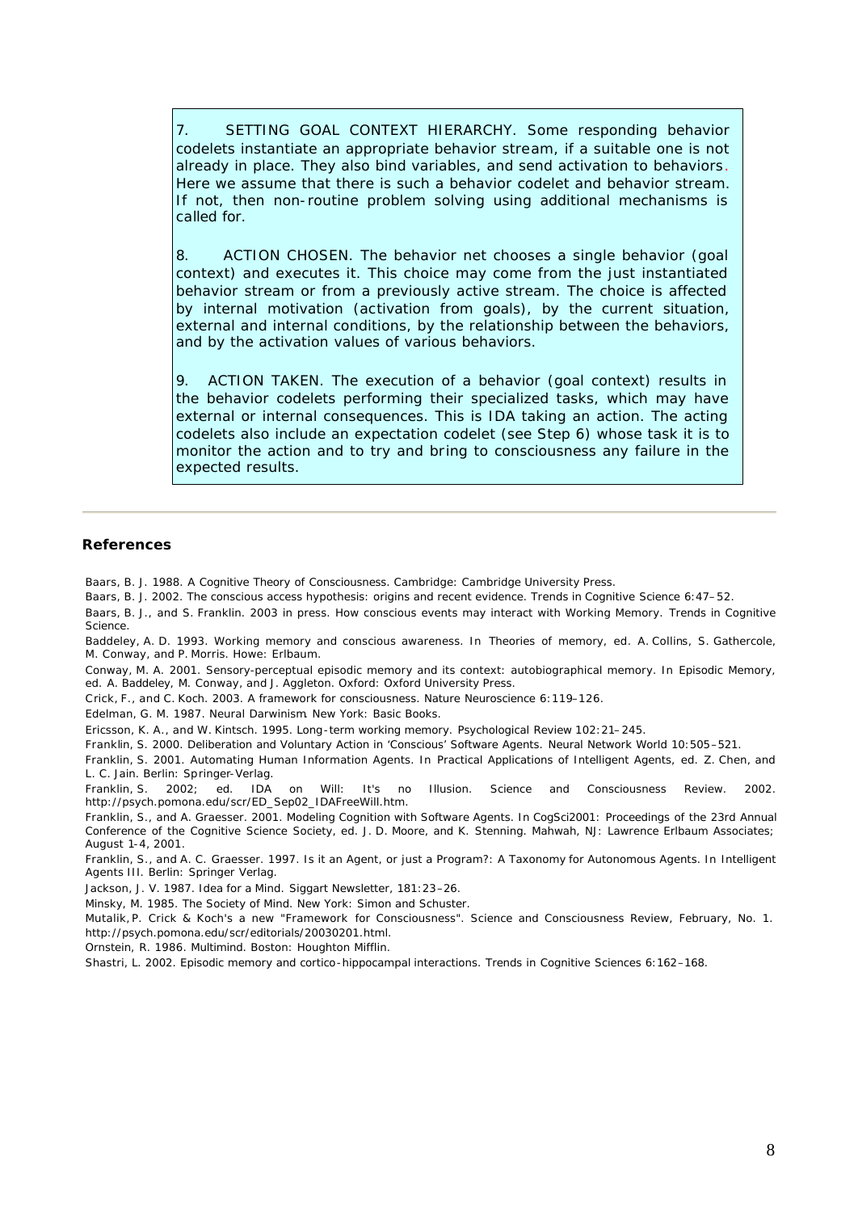7. SETTING GOAL CONTEXT HIERARCHY. Some responding behavior codelets instantiate an appropriate behavior stream, if a suitable one is not already in place. They also bind variables, and send activation to behaviors. Here we assume that there is such a behavior codelet and behavior stream. If not, then non-routine problem solving using additional mechanisms is called for.

8. ACTION CHOSEN. The behavior net chooses a single behavior (goal context) and executes it. This choice may come from the just instantiated behavior stream or from a previously active stream. The choice is affected by internal motivation (activation from goals), by the current situation, external and internal conditions, by the relationship between the behaviors, and by the activation values of various behaviors.

9. ACTION TAKEN. The execution of a behavior (goal context) results in the behavior codelets performing their specialized tasks, which may have external or internal consequences. This is IDA taking an action. The acting codelets also include an expectation codelet (see Step 6) whose task it is to monitor the action and to try and bring to consciousness any failure in the expected results.

---

## References

Baars, B. J. 1988. A Cognitive Theory of Consciousness. Cambridge: Cambridge University Press.

Baars, B. J. 2002. The conscious access hypothesis: origins and recent evidence. Trends in Cognitive Science 6:47–52.

Baars, B. J., and S. Franklin. 2003 in press. How conscious events may interact with Working Memory. Trends in Cognitive Science.

Baddeley, A. D. 1993. Working memory and conscious awareness. In Theories of memory, ed. A. Collins, S. Gathercole, M. Conway, and P. Morris. Howe: Erlbaum.

Conway, M. A. 2001. Sensory-perceptual episodic memory and its context: autobiographical memory. In Episodic Memory, ed. A. Baddeley, M. Conway, and J. Aggleton. Oxford: Oxford University Press.

Crick, F., and C. Koch. 2003. A framework for consciousness. Nature Neuroscience 6:119–126.

Edelman, G. M. 1987. Neural Darwinism. New York: Basic Books.

Ericsson, K. A., and W. Kintsch. 1995. Long-term working memory. Psychological Review 102:21–245.

Franklin, S. 2000. Deliberation and Voluntary Action in 'Conscious' Software Agents. Neural Network World 10:505–521.

Franklin, S. 2001. Automating Human Information Agents. In Practical Applications of Intelligent Agents, ed. Z. Chen, and L. C. Jain. Berlin: Springer-Verlag.

Franklin, S. 2002; ed. IDA on Will: It's no Illusion. Science and Consciousness Review. 2002. http://psych.pomona.edu/scr/ED_Sep02_IDAFreeWill.htm.

Franklin, S., and A. Graesser. 2001. Modeling Cognition with Software Agents. In CogSci2001: Proceedings of the 23rd Annual Conference of the Cognitive Science Society, ed. J. D. Moore, and K. Stenning. Mahwah, NJ: Lawrence Erlbaum Associates; August 1-4, 2001.

Franklin, S., and A. C. Graesser. 1997. Is it an Agent, or just a Program?: A Taxonomy for Autonomous Agents. In Intelligent Agents III. Berlin: Springer Verlag.

Jackson, J. V. 1987. Idea for a Mind. Siggart Newsletter, 181:23–26.

Minsky, M. 1985. The Society of Mind. New York: Simon and Schuster.

Mutalik, P. Crick & Koch's a new "Framework for Consciousness". Science and Consciousness Review, February, No. 1. http://psych.pomona.edu/scr/editorials/20030201.html.

Ornstein, R. 1986. Multimind. Boston: Houghton Mifflin.

Shastri, L. 2002. Episodic memory and cortico-hippocampal interactions. Trends in Cognitive Sciences 6:162–168.